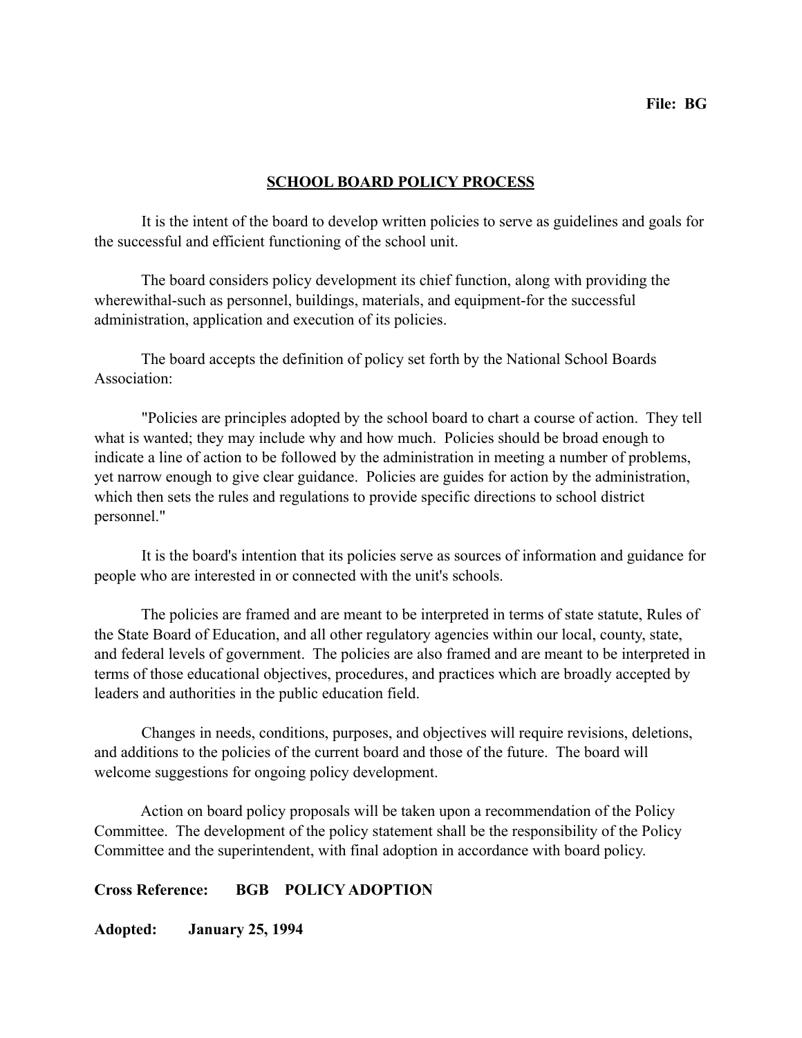**File: BG**

# SCHOOL BOARD POLICY PROCESS

It is the intent of the board to develop written policies to serve as guidelines and goals for the successful and efficient functioning of the school unit.

The board considers policy development its chief function, along with providing the wherewithal-such as personnel, buildings, materials, and equipment-for the successful administration, application and execution of its policies.

The board accepts the definition of policy set forth by the National School Boards Association:

"Policies are principles adopted by the school board to chart a course of action. They tell what is wanted; they may include why and how much. Policies should be broad enough to indicate a line of action to be followed by the administration in meeting a number of problems, yet narrow enough to give clear guidance. Policies are guides for action by the administration, which then sets the rules and regulations to provide specific directions to school district personnel."

It is the board's intention that its policies serve as sources of information and guidance for people who are interested in or connected with the unit's schools.

The policies are framed and are meant to be interpreted in terms of state statute, Rules of the State Board of Education, and all other regulatory agencies within our local, county, state, and federal levels of government. The policies are also framed and are meant to be interpreted in terms of those educational objectives, procedures, and practices which are broadly accepted by leaders and authorities in the public education field.

Changes in needs, conditions, purposes, and objectives will require revisions, deletions, and additions to the policies of the current board and those of the future. The board will welcome suggestions for ongoing policy development.

Action on board policy proposals will be taken upon a recommendation of the Policy Committee. The development of the policy statement shall be the responsibility of the Policy Committee and the superintendent, with final adoption in accordance with board policy.

**Cross Reference: BGB POLICY ADOPTION**

**Adopted: January 25, 1994**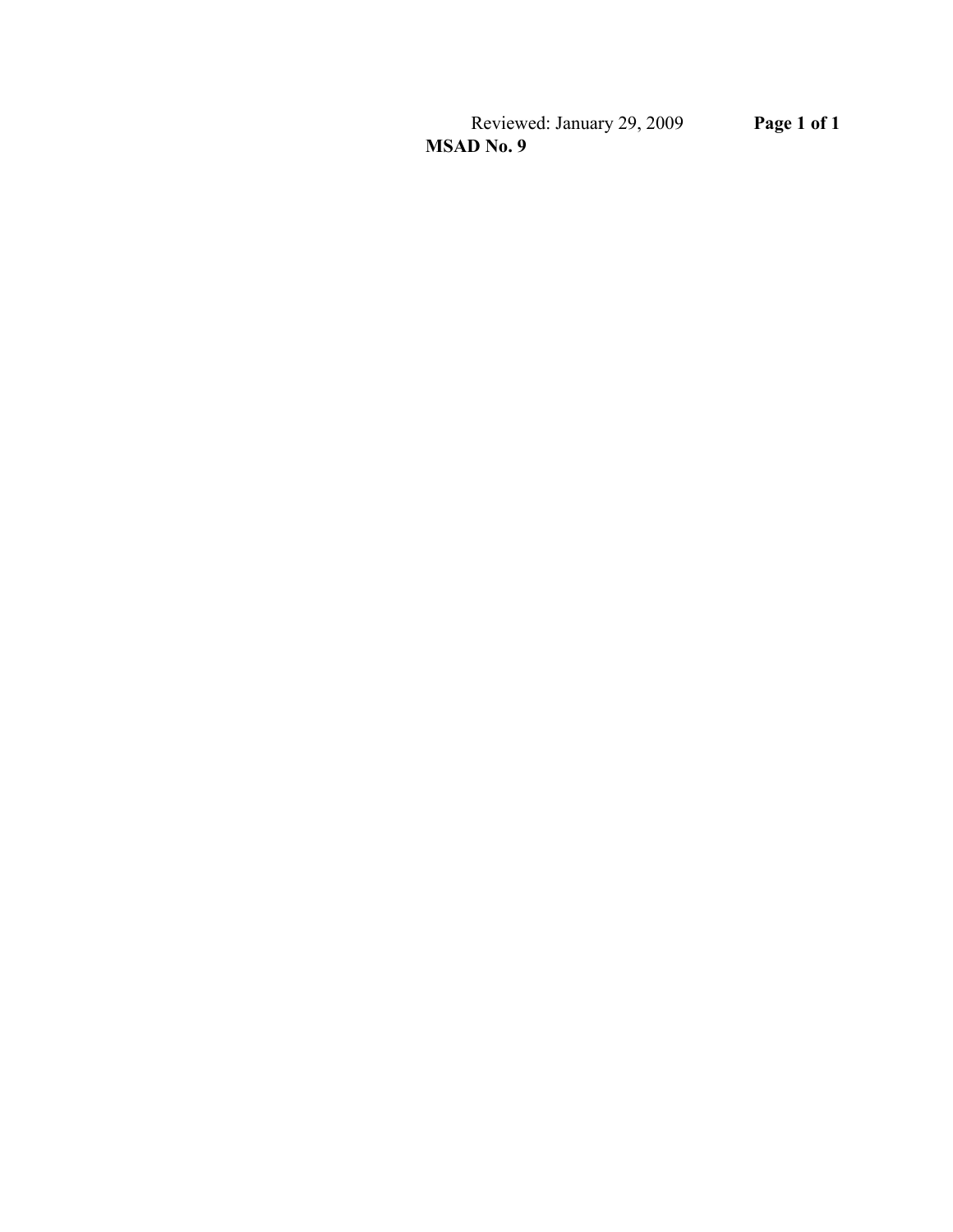Reviewed: January 29, 2009

**MSAD No. 9**